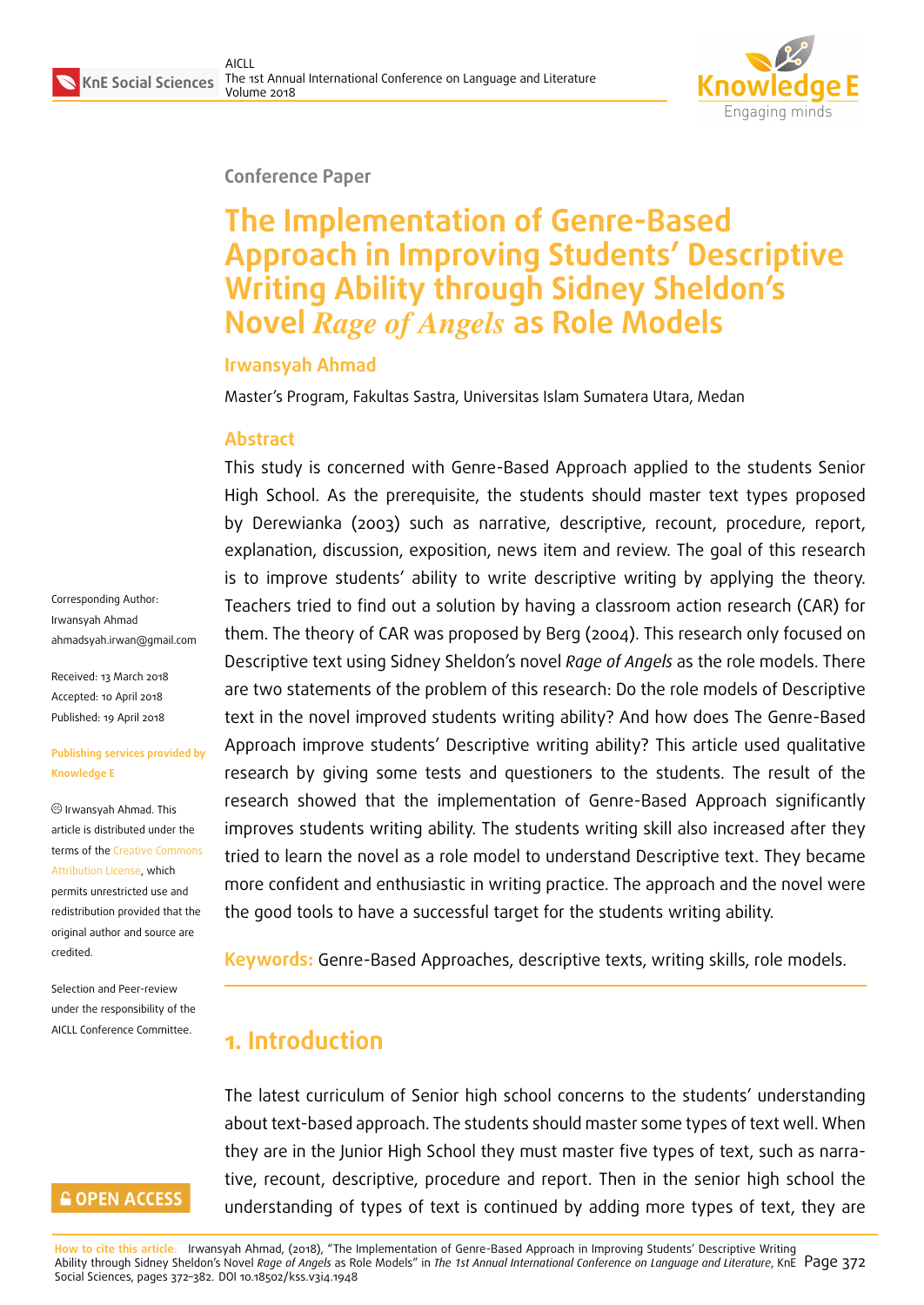Conference Paper

# The Implementation of Genre-Based Approach in Improving Students' Descriptive Writing Ability through Sidney Sheldon's Novel *Rage of Angels* as Role Models

**Irwansyah Ahmad**

Master's Program, Fakultas Sastra, Universitas Islam Sumatera Utara, Medan

## Abstract

This study is concerned with Genre-Based Approach applied to the students Senior High School. As the prerequisite, the students should master text types proposed by Derewianka (2003) such as narrative, descriptive, recount, procedure, report, explanation, discussion, exposition, news item and review. The goal of this research is to improve students' ability to write descriptive writing by applying the theory. Teachers tried to find out a solution by having a classroom action research (CAR) for them. The theory of CAR was proposed by Berg (2004). This research only focused on Descriptive text using Sidney Sheldon's novel *Rage of Angels* as the role models. There are two statements of the problem of this research: Do the role models of Descriptive text in the novel improved students writing ability? And how does The Genre-Based Approach improve students' Descriptive writing ability? This article used qualitative research by giving some tests and questioners to the students. The result of the research showed that the implementation of Genre-Based Approach significantly improves students writing ability. The students writing skill also increased after they tried to learn the novel as a role model to understand Descriptive text. They became more confident and enthusiastic in writing practice. The approach and the novel were the good tools to have a successful target for the students writing ability.

**Keywords:** Genre-Based Approaches, descriptive texts, writing skills, role models.

Corresponding Author:
Irwansyah Ahmad
ahmadsyah.irwan@gmail.com

Received: 13 March 2018
Accepted: 10 April 2018
Published: 19 April 2018

**Publishing services provided by Knowledge E**

© Irwansyah Ahmad. This article is distributed under the terms of the Creative Commons Attribution License, which permits unrestricted use and redistribution provided that the original author and source are credited.

Selection and Peer-review under the responsibility of the AICLL Conference Committee.

## 1. Introduction

The latest curriculum of Senior high school concerns to the students' understanding about text-based approach. The students should master some types of text well. When they are in the Junior High School they must master five types of text, such as narrative, recount, descriptive, procedure and report. Then in the senior high school the understanding of types of text is continued by adding more types of text, they are

**How to cite this article**: Irwansyah Ahmad, (2018), "The Implementation of Genre-Based Approach in Improving Students' Descriptive Writing Ability through Sidney Sheldon's Novel *Rage of Angels* as Role Models" in *The 1st Annual International Conference on Language and Literature*, KnE Social Sciences, pages 372–382. DOI 10.18502/kss.v3i4.1948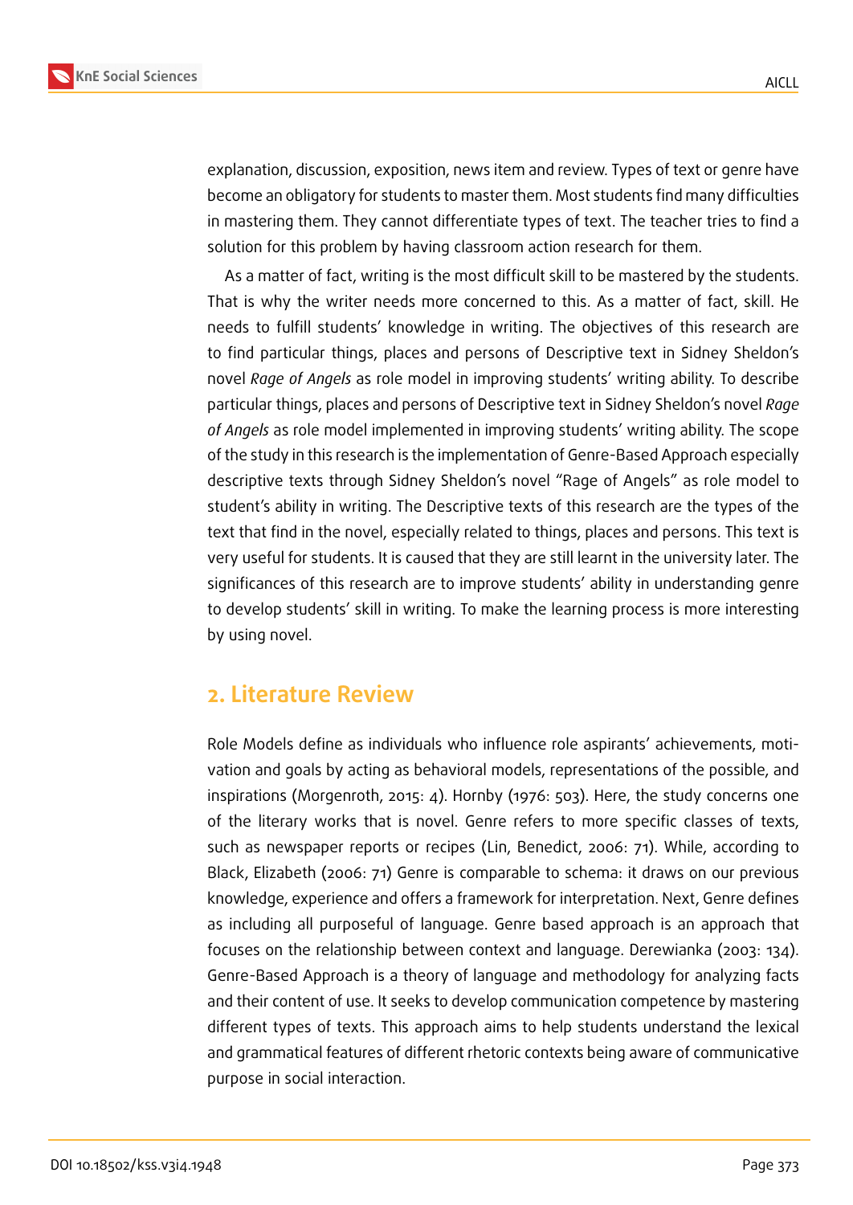explanation, discussion, exposition, news item and review. Types of text or genre have become an obligatory for students to master them. Most students find many difficulties in mastering them. They cannot differentiate types of text. The teacher tries to find a solution for this problem by having classroom action research for them.

As a matter of fact, writing is the most difficult skill to be mastered by the students. That is why the writer needs more concerned to this. As a matter of fact, skill. He needs to fulfill students' knowledge in writing. The objectives of this research are to find particular things, places and persons of Descriptive text in Sidney Sheldon's novel *Rage of Angels* as role model in improving students' writing ability. To describe particular things, places and persons of Descriptive text in Sidney Sheldon's novel *Rage of Angels* as role model implemented in improving students' writing ability. The scope of the study in this research is the implementation of Genre-Based Approach especially descriptive texts through Sidney Sheldon's novel "Rage of Angels" as role model to student's ability in writing. The Descriptive texts of this research are the types of the text that find in the novel, especially related to things, places and persons. This text is very useful for students. It is caused that they are still learnt in the university later. The significances of this research are to improve students' ability in understanding genre to develop students' skill in writing. To make the learning process is more interesting by using novel.

## 2. Literature Review

Role Models define as individuals who influence role aspirants' achievements, motivation and goals by acting as behavioral models, representations of the possible, and inspirations (Morgenroth, 2015: 4). Hornby (1976: 503). Here, the study concerns one of the literary works that is novel. Genre refers to more specific classes of texts, such as newspaper reports or recipes (Lin, Benedict, 2006: 71). While, according to Black, Elizabeth (2006: 71) Genre is comparable to schema: it draws on our previous knowledge, experience and offers a framework for interpretation. Next, Genre defines as including all purposeful of language. Genre based approach is an approach that focuses on the relationship between context and language. Derewianka (2003: 134). Genre-Based Approach is a theory of language and methodology for analyzing facts and their content of use. It seeks to develop communication competence by mastering different types of texts. This approach aims to help students understand the lexical and grammatical features of different rhetoric contexts being aware of communicative purpose in social interaction.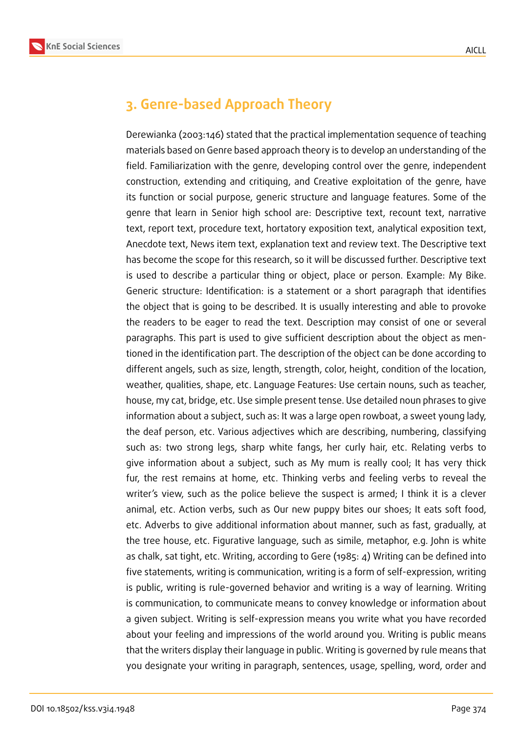## 3. Genre-based Approach Theory

Derewianka (2003:146) stated that the practical implementation sequence of teaching materials based on Genre based approach theory is to develop an understanding of the field. Familiarization with the genre, developing control over the genre, independent construction, extending and critiquing, and Creative exploitation of the genre, have its function or social purpose, generic structure and language features. Some of the genre that learn in Senior high school are: Descriptive text, recount text, narrative text, report text, procedure text, hortatory exposition text, analytical exposition text, Anecdote text, News item text, explanation text and review text. The Descriptive text has become the scope for this research, so it will be discussed further. Descriptive text is used to describe a particular thing or object, place or person. Example: My Bike. Generic structure: Identification: is a statement or a short paragraph that identifies the object that is going to be described. It is usually interesting and able to provoke the readers to be eager to read the text. Description may consist of one or several paragraphs. This part is used to give sufficient description about the object as mentioned in the identification part. The description of the object can be done according to different angels, such as size, length, strength, color, height, condition of the location, weather, qualities, shape, etc. Language Features: Use certain nouns, such as teacher, house, my cat, bridge, etc. Use simple present tense. Use detailed noun phrases to give information about a subject, such as: It was a large open rowboat, a sweet young lady, the deaf person, etc. Various adjectives which are describing, numbering, classifying such as: two strong legs, sharp white fangs, her curly hair, etc. Relating verbs to give information about a subject, such as My mum is really cool; It has very thick fur, the rest remains at home, etc. Thinking verbs and feeling verbs to reveal the writer's view, such as the police believe the suspect is armed; I think it is a clever animal, etc. Action verbs, such as Our new puppy bites our shoes; It eats soft food, etc. Adverbs to give additional information about manner, such as fast, gradually, at the tree house, etc. Figurative language, such as simile, metaphor, e.g. John is white as chalk, sat tight, etc. Writing, according to Gere (1985: 4) Writing can be defined into five statements, writing is communication, writing is a form of self-expression, writing is public, writing is rule-governed behavior and writing is a way of learning. Writing is communication, to communicate means to convey knowledge or information about a given subject. Writing is self-expression means you write what you have recorded about your feeling and impressions of the world around you. Writing is public means that the writers display their language in public. Writing is governed by rule means that you designate your writing in paragraph, sentences, usage, spelling, word, order and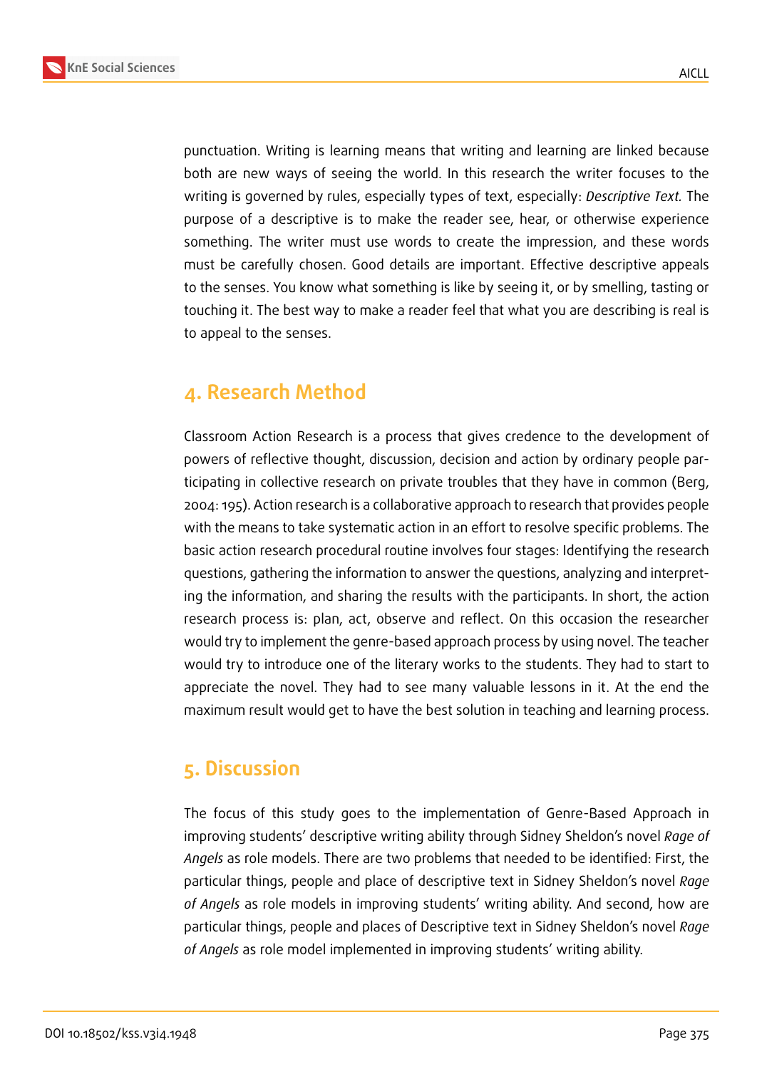punctuation. Writing is learning means that writing and learning are linked because both are new ways of seeing the world. In this research the writer focuses to the writing is governed by rules, especially types of text, especially: *Descriptive Text*. The purpose of a descriptive is to make the reader see, hear, or otherwise experience something. The writer must use words to create the impression, and these words must be carefully chosen. Good details are important. Effective descriptive appeals to the senses. You know what something is like by seeing it, or by smelling, tasting or touching it. The best way to make a reader feel that what you are describing is real is to appeal to the senses.

## 4. Research Method

Classroom Action Research is a process that gives credence to the development of powers of reflective thought, discussion, decision and action by ordinary people participating in collective research on private troubles that they have in common (Berg, 2004: 195). Action research is a collaborative approach to research that provides people with the means to take systematic action in an effort to resolve specific problems. The basic action research procedural routine involves four stages: Identifying the research questions, gathering the information to answer the questions, analyzing and interpreting the information, and sharing the results with the participants. In short, the action research process is: plan, act, observe and reflect. On this occasion the researcher would try to implement the genre-based approach process by using novel. The teacher would try to introduce one of the literary works to the students. They had to start to appreciate the novel. They had to see many valuable lessons in it. At the end the maximum result would get to have the best solution in teaching and learning process.

## 5. Discussion

The focus of this study goes to the implementation of Genre-Based Approach in improving students' descriptive writing ability through Sidney Sheldon's novel *Rage of Angels* as role models. There are two problems that needed to be identified: First, the particular things, people and place of descriptive text in Sidney Sheldon's novel *Rage of Angels* as role models in improving students' writing ability. And second, how are particular things, people and places of Descriptive text in Sidney Sheldon's novel *Rage of Angels* as role model implemented in improving students' writing ability.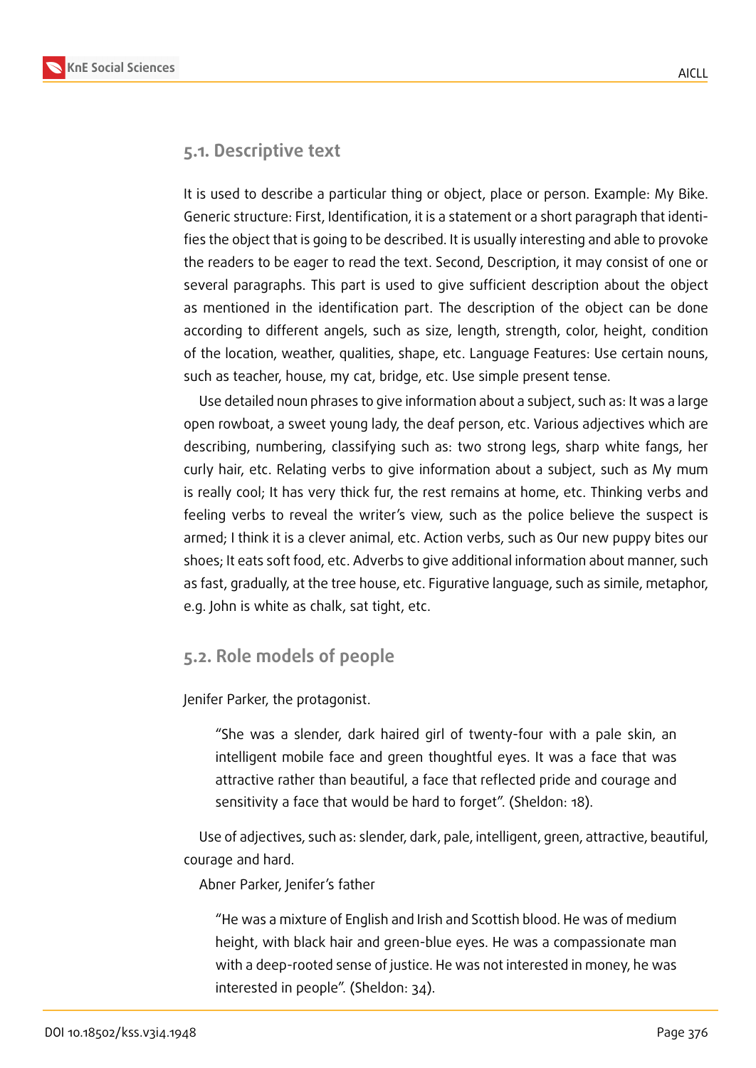## 5.1. Descriptive text

It is used to describe a particular thing or object, place or person. Example: My Bike. Generic structure: First, Identification, it is a statement or a short paragraph that identifies the object that is going to be described. It is usually interesting and able to provoke the readers to be eager to read the text. Second, Description, it may consist of one or several paragraphs. This part is used to give sufficient description about the object as mentioned in the identification part. The description of the object can be done according to different angels, such as size, length, strength, color, height, condition of the location, weather, qualities, shape, etc. Language Features: Use certain nouns, such as teacher, house, my cat, bridge, etc. Use simple present tense.

Use detailed noun phrases to give information about a subject, such as: It was a large open rowboat, a sweet young lady, the deaf person, etc. Various adjectives which are describing, numbering, classifying such as: two strong legs, sharp white fangs, her curly hair, etc. Relating verbs to give information about a subject, such as My mum is really cool; It has very thick fur, the rest remains at home, etc. Thinking verbs and feeling verbs to reveal the writer's view, such as the police believe the suspect is armed; I think it is a clever animal, etc. Action verbs, such as Our new puppy bites our shoes; It eats soft food, etc. Adverbs to give additional information about manner, such as fast, gradually, at the tree house, etc. Figurative language, such as simile, metaphor, e.g. John is white as chalk, sat tight, etc.

## 5.2. Role models of people

Jenifer Parker, the protagonist.

> "She was a slender, dark haired girl of twenty-four with a pale skin, an intelligent mobile face and green thoughtful eyes. It was a face that was attractive rather than beautiful, a face that reflected pride and courage and sensitivity a face that would be hard to forget". (Sheldon: 18).

Use of adjectives, such as: slender, dark, pale, intelligent, green, attractive, beautiful, courage and hard.

Abner Parker, Jenifer's father

> "He was a mixture of English and Irish and Scottish blood. He was of medium height, with black hair and green-blue eyes. He was a compassionate man with a deep-rooted sense of justice. He was not interested in money, he was interested in people". (Sheldon: 34).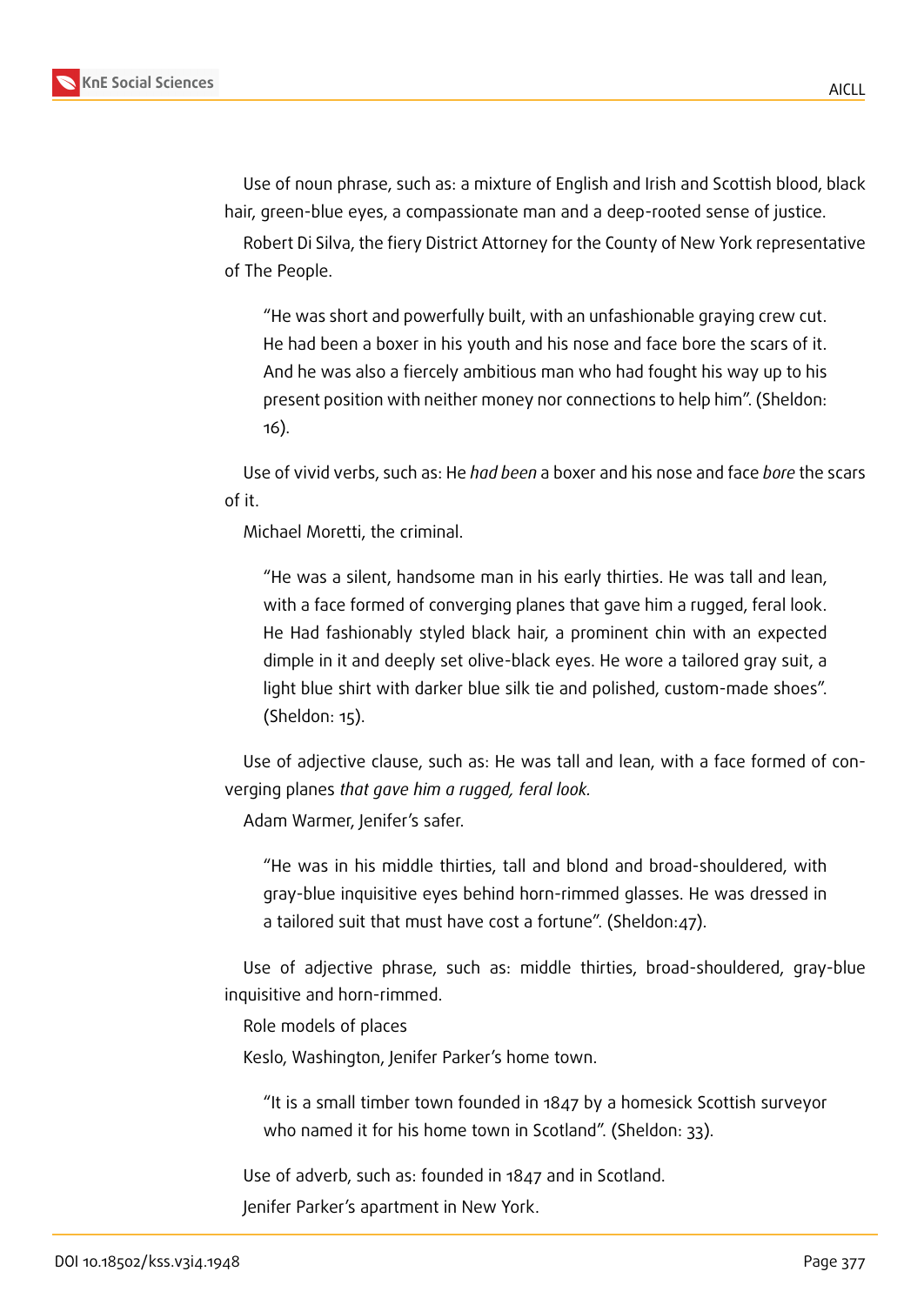Use of noun phrase, such as: a mixture of English and Irish and Scottish blood, black hair, green-blue eyes, a compassionate man and a deep-rooted sense of justice.

Robert Di Silva, the fiery District Attorney for the County of New York representative of The People.

> "He was short and powerfully built, with an unfashionable graying crew cut. He had been a boxer in his youth and his nose and face bore the scars of it. And he was also a fiercely ambitious man who had fought his way up to his present position with neither money nor connections to help him". (Sheldon: 16).

Use of vivid verbs, such as: He *had been* a boxer and his nose and face *bore* the scars of it.

Michael Moretti, the criminal.

> "He was a silent, handsome man in his early thirties. He was tall and lean, with a face formed of converging planes that gave him a rugged, feral look. He Had fashionably styled black hair, a prominent chin with an expected dimple in it and deeply set olive-black eyes. He wore a tailored gray suit, a light blue shirt with darker blue silk tie and polished, custom-made shoes". (Sheldon: 15).

Use of adjective clause, such as: He was tall and lean, with a face formed of converging planes *that gave him a rugged, feral look.*

Adam Warmer, Jenifer's safer.

> "He was in his middle thirties, tall and blond and broad-shouldered, with gray-blue inquisitive eyes behind horn-rimmed glasses. He was dressed in a tailored suit that must have cost a fortune". (Sheldon:47).

Use of adjective phrase, such as: middle thirties, broad-shouldered, gray-blue inquisitive and horn-rimmed.

Role models of places

Keslo, Washington, Jenifer Parker's home town.

> "It is a small timber town founded in 1847 by a homesick Scottish surveyor who named it for his home town in Scotland". (Sheldon: 33).

Use of adverb, such as: founded in 1847 and in Scotland.

Jenifer Parker's apartment in New York.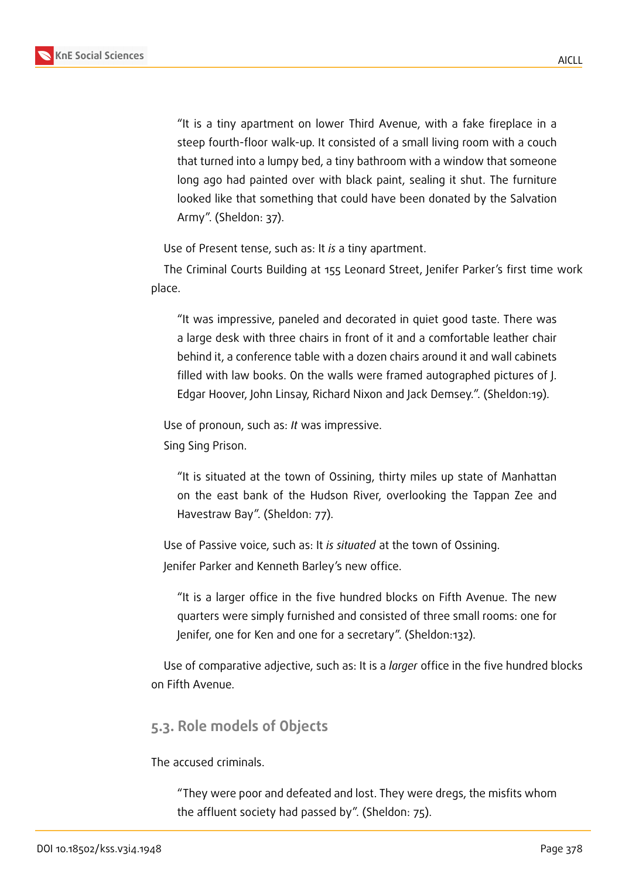> "It is a tiny apartment on lower Third Avenue, with a fake fireplace in a steep fourth-floor walk-up. It consisted of a small living room with a couch that turned into a lumpy bed, a tiny bathroom with a window that someone long ago had painted over with black paint, sealing it shut. The furniture looked like that something that could have been donated by the Salvation Army". (Sheldon: 37).

Use of Present tense, such as: It *is* a tiny apartment.

The Criminal Courts Building at 155 Leonard Street, Jenifer Parker's first time work place.

> "It was impressive, paneled and decorated in quiet good taste. There was a large desk with three chairs in front of it and a comfortable leather chair behind it, a conference table with a dozen chairs around it and wall cabinets filled with law books. On the walls were framed autographed pictures of J. Edgar Hoover, John Linsay, Richard Nixon and Jack Demsey.". (Sheldon:19).

Use of pronoun, such as: *It* was impressive.

Sing Sing Prison.

> "It is situated at the town of Ossining, thirty miles up state of Manhattan on the east bank of the Hudson River, overlooking the Tappan Zee and Havestraw Bay". (Sheldon: 77).

Use of Passive voice, such as: It *is situated* at the town of Ossining.

Jenifer Parker and Kenneth Barley's new office.

> "It is a larger office in the five hundred blocks on Fifth Avenue. The new quarters were simply furnished and consisted of three small rooms: one for Jenifer, one for Ken and one for a secretary". (Sheldon:132).

Use of comparative adjective, such as: It is a *larger* office in the five hundred blocks on Fifth Avenue.

### 5.3. Role models of Objects

The accused criminals.

> "They were poor and defeated and lost. They were dregs, the misfits whom the affluent society had passed by". (Sheldon: 75).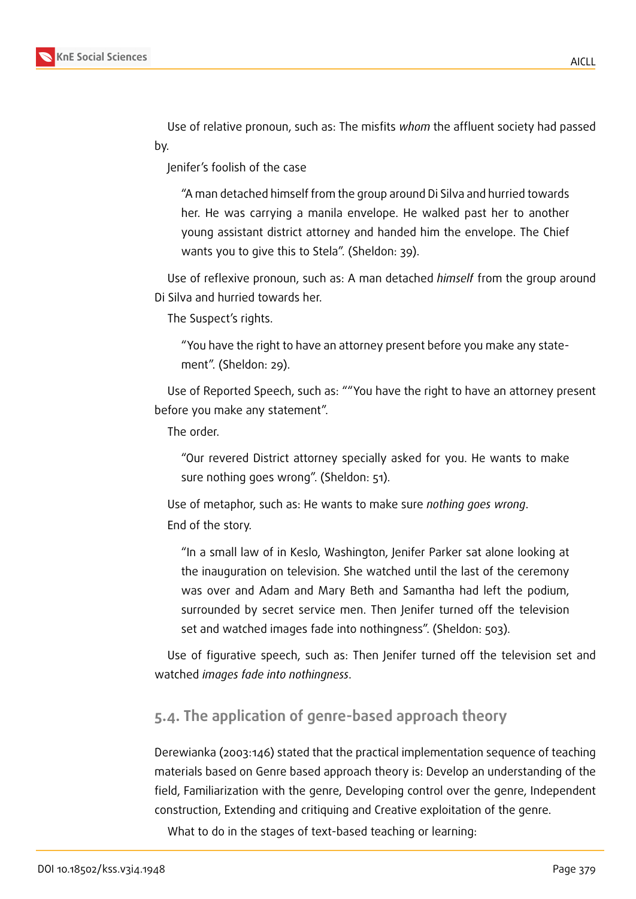Use of relative pronoun, such as: The misfits *whom* the affluent society had passed by.

Jenifer's foolish of the case

> "A man detached himself from the group around Di Silva and hurried towards her. He was carrying a manila envelope. He walked past her to another young assistant district attorney and handed him the envelope. The Chief wants you to give this to Stela". (Sheldon: 39).

Use of reflexive pronoun, such as: A man detached *himself* from the group around Di Silva and hurried towards her.

The Suspect's rights.

> "You have the right to have an attorney present before you make any statement". (Sheldon: 29).

Use of Reported Speech, such as: ""You have the right to have an attorney present before you make any statement".

The order.

> "Our revered District attorney specially asked for you. He wants to make sure nothing goes wrong". (Sheldon: 51).

Use of metaphor, such as: He wants to make sure *nothing goes wrong*.

End of the story.

> "In a small law of in Keslo, Washington, Jenifer Parker sat alone looking at the inauguration on television. She watched until the last of the ceremony was over and Adam and Mary Beth and Samantha had left the podium, surrounded by secret service men. Then Jenifer turned off the television set and watched images fade into nothingness". (Sheldon: 503).

Use of figurative speech, such as: Then Jenifer turned off the television set and watched *images fade into nothingness*.

### 5.4. The application of genre-based approach theory

Derewianka (2003:146) stated that the practical implementation sequence of teaching materials based on Genre based approach theory is: Develop an understanding of the field, Familiarization with the genre, Developing control over the genre, Independent construction, Extending and critiquing and Creative exploitation of the genre.

What to do in the stages of text-based teaching or learning: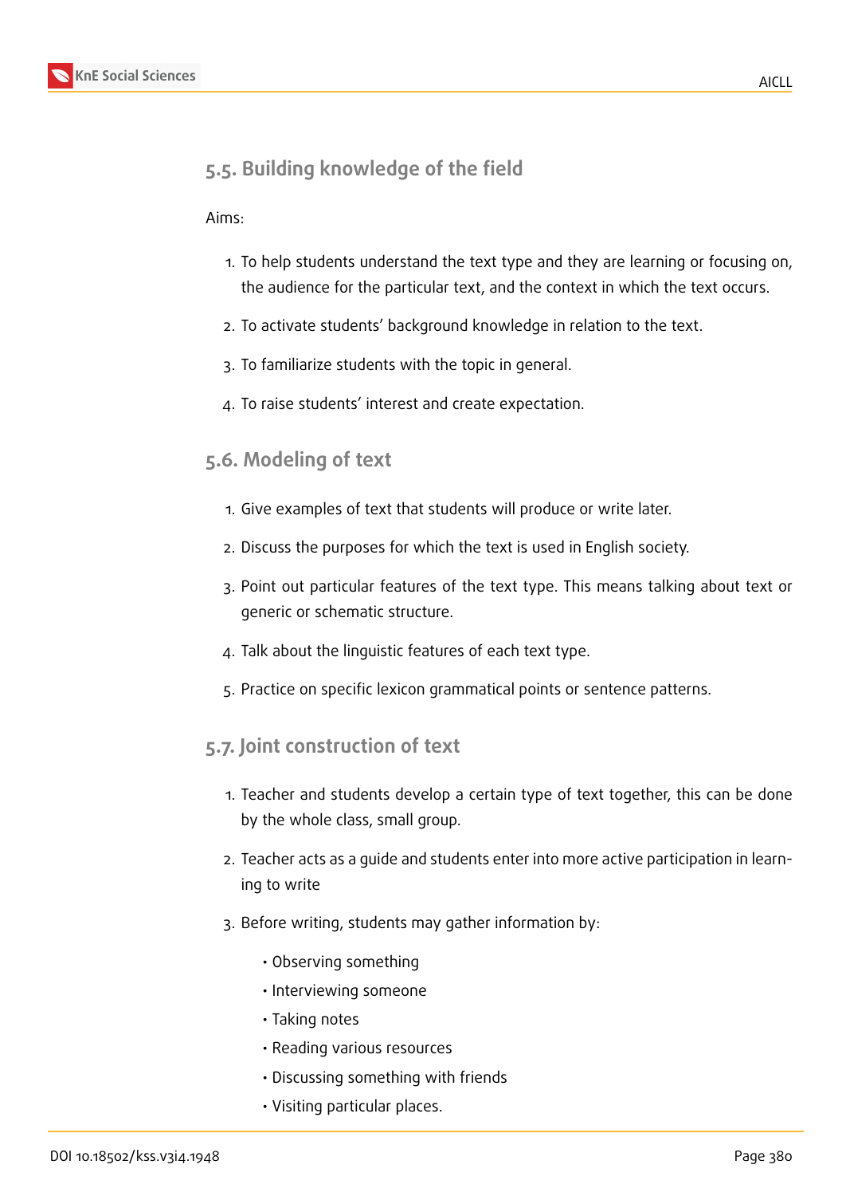### 5.5. Building knowledge of the field

Aims:

1. To help students understand the text type and they are learning or focusing on, the audience for the particular text, and the context in which the text occurs.
2. To activate students' background knowledge in relation to the text.
3. To familiarize students with the topic in general.
4. To raise students' interest and create expectation.

### 5.6. Modeling of text

1. Give examples of text that students will produce or write later.
2. Discuss the purposes for which the text is used in English society.
3. Point out particular features of the text type. This means talking about text or generic or schematic structure.
4. Talk about the linguistic features of each text type.
5. Practice on specific lexicon grammatical points or sentence patterns.

### 5.7. Joint construction of text

1. Teacher and students develop a certain type of text together, this can be done by the whole class, small group.
2. Teacher acts as a guide and students enter into more active participation in learning to write
3. Before writing, students may gather information by:
   - Observing something
   - Interviewing someone
   - Taking notes
   - Reading various resources
   - Discussing something with friends
   - Visiting particular places.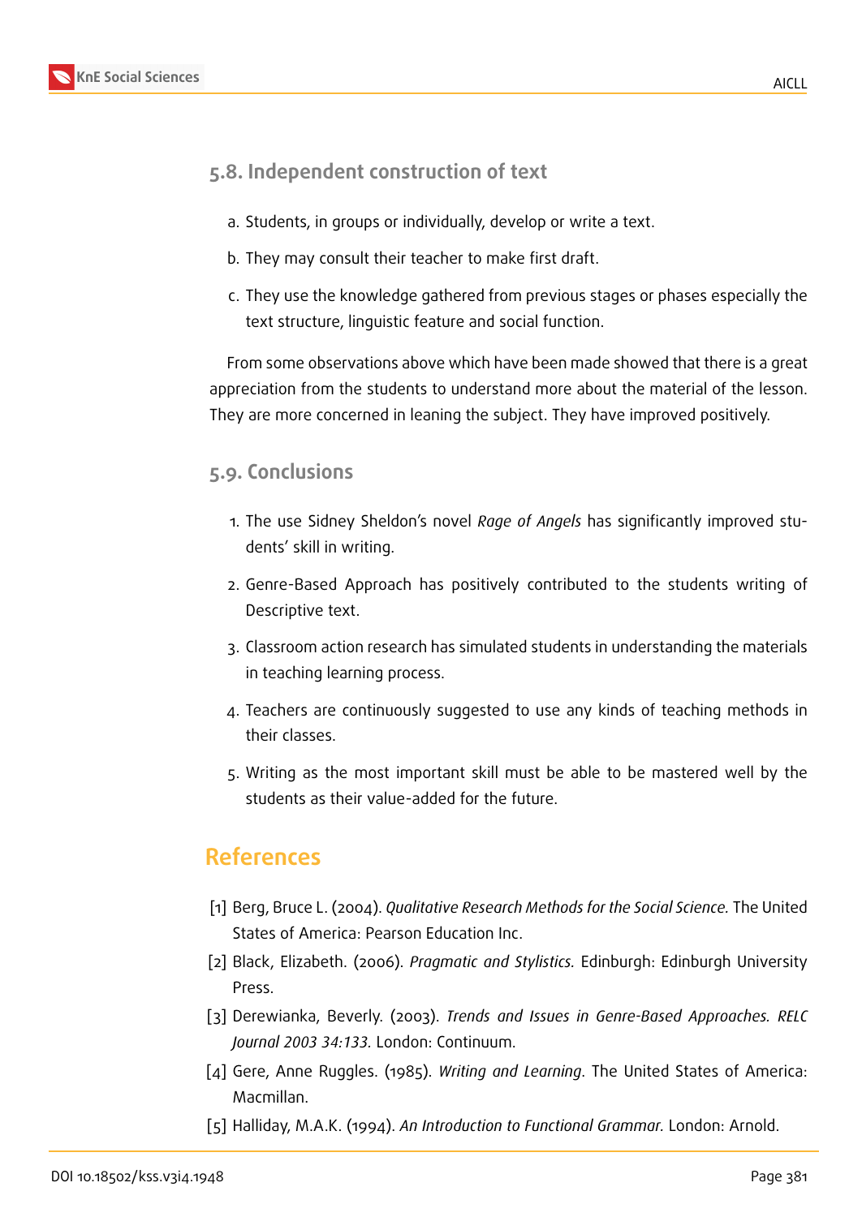### 5.8. Independent construction of text

a. Students, in groups or individually, develop or write a text.

b. They may consult their teacher to make first draft.

c. They use the knowledge gathered from previous stages or phases especially the text structure, linguistic feature and social function.

From some observations above which have been made showed that there is a great appreciation from the students to understand more about the material of the lesson. They are more concerned in leaning the subject. They have improved positively.

### 5.9. Conclusions

1. The use Sidney Sheldon's novel *Rage of Angels* has significantly improved students' skill in writing.

2. Genre-Based Approach has positively contributed to the students writing of Descriptive text.

3. Classroom action research has simulated students in understanding the materials in teaching learning process.

4. Teachers are continuously suggested to use any kinds of teaching methods in their classes.

5. Writing as the most important skill must be able to be mastered well by the students as their value-added for the future.

## References

[1] Berg, Bruce L. (2004). *Qualitative Research Methods for the Social Science.* The United States of America: Pearson Education Inc.

[2] Black, Elizabeth. (2006). *Pragmatic and Stylistics.* Edinburgh: Edinburgh University Press.

[3] Derewianka, Beverly. (2003). *Trends and Issues in Genre-Based Approaches. RELC Journal 2003 34:133.* London: Continuum.

[4] Gere, Anne Ruggles. (1985). *Writing and Learning*. The United States of America: Macmillan.

[5] Halliday, M.A.K. (1994). *An Introduction to Functional Grammar.* London: Arnold.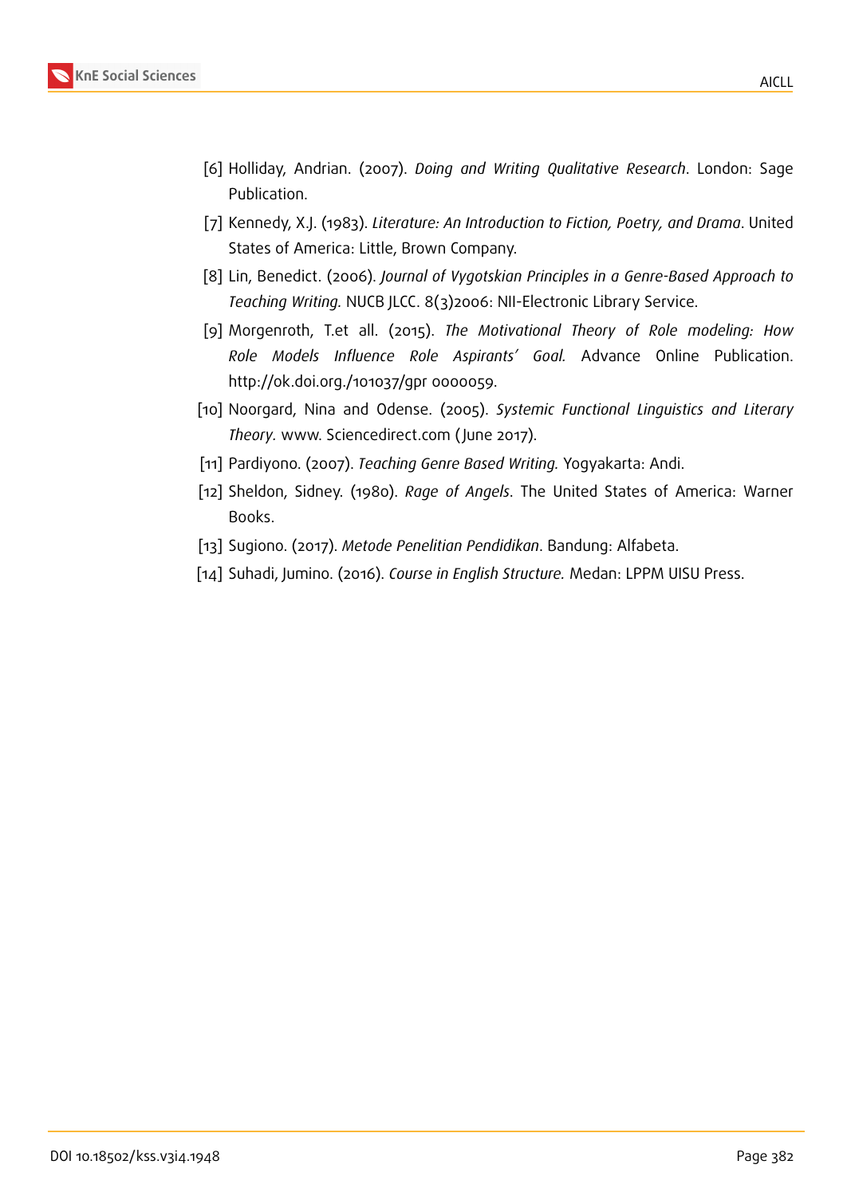[6] Holliday, Andrian. (2007). *Doing and Writing Qualitative Research*. London: Sage Publication.

[7] Kennedy, X.J. (1983). *Literature: An Introduction to Fiction, Poetry, and Drama*. United States of America: Little, Brown Company.

[8] Lin, Benedict. (2006). *Journal of Vygotskian Principles in a Genre-Based Approach to Teaching Writing.* NUCB JLCC. 8(3)2006: NII-Electronic Library Service.

[9] Morgenroth, T.et all. (2015). *The Motivational Theory of Role modeling: How Role Models Influence Role Aspirants' Goal.* Advance Online Publication. http://ok.doi.org./101037/gpr 0000059.

[10] Noorgard, Nina and Odense. (2005). *Systemic Functional Linguistics and Literary Theory.* www. Sciencedirect.com (June 2017).

[11] Pardiyono. (2007). *Teaching Genre Based Writing.* Yogyakarta: Andi.

[12] Sheldon, Sidney. (1980). *Rage of Angels*. The United States of America: Warner Books.

[13] Sugiono. (2017). *Metode Penelitian Pendidikan*. Bandung: Alfabeta.

[14] Suhadi, Jumino. (2016). *Course in English Structure.* Medan: LPPM UISU Press.